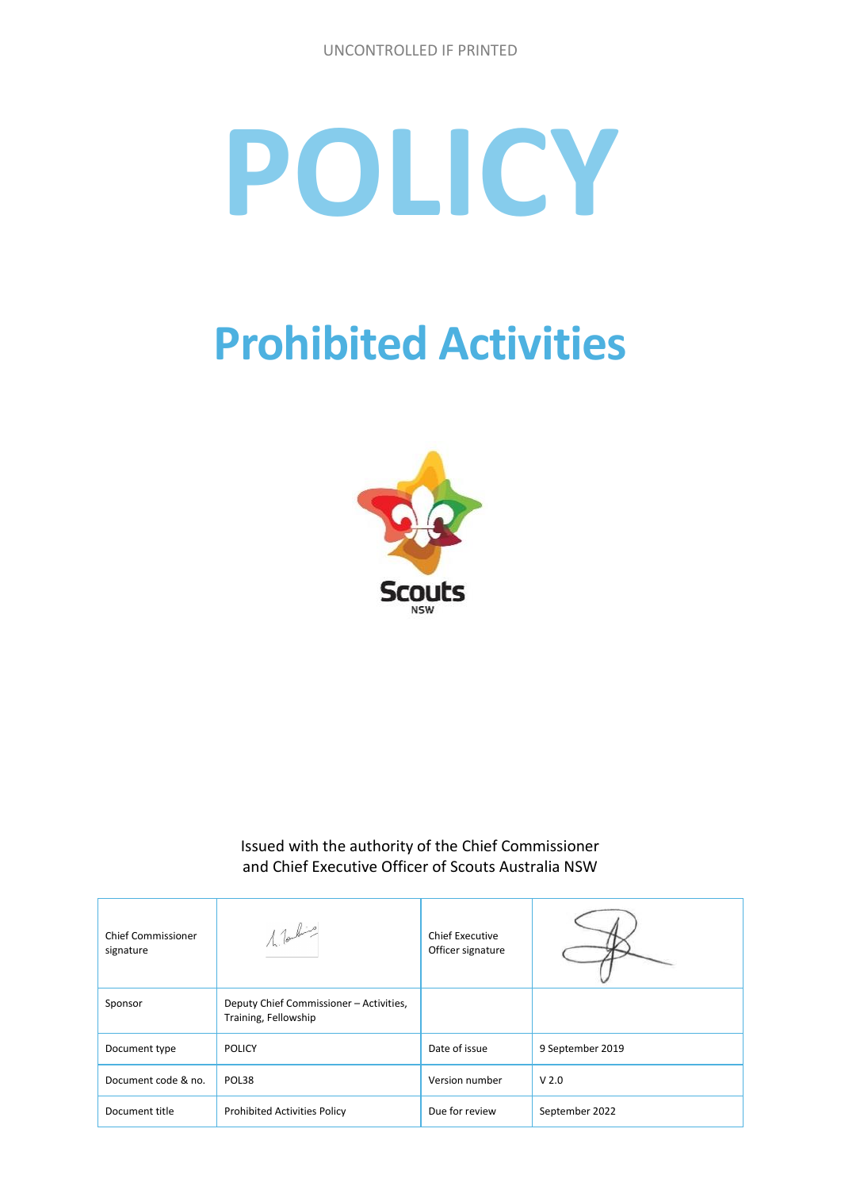UNCONTROLLED IF PRINTED

# POLICY

# Prohibited Activities

Issued with the authority of the Chief Commissioner and Chief Executive Officer of Scouts Australia NSW

| Chief Commissioner signature | | Chief Executive Officer signature | |
|---|---|---|---|
| Sponsor | Deputy Chief Commissioner – Activities, Training, Fellowship | | |
| Document type | POLICY | Date of issue | 9 September 2019 |
| Document code & no. | POL38 | Version number | V 2.0 |
| Document title | Prohibited Activities Policy | Due for review | September 2022 |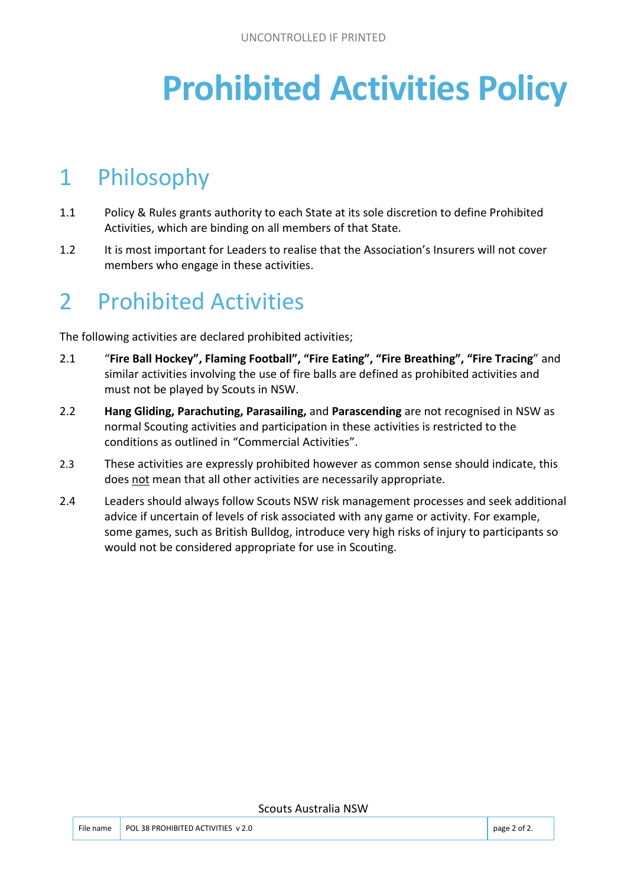# Prohibited Activities Policy

## 1 Philosophy

1.1 Policy & Rules grants authority to each State at its sole discretion to define Prohibited Activities, which are binding on all members of that State.

1.2 It is most important for Leaders to realise that the Association's Insurers will not cover members who engage in these activities.

## 2 Prohibited Activities

The following activities are declared prohibited activities;

2.1 "**Fire Ball Hockey", Flaming Football", "Fire Eating", "Fire Breathing", "Fire Tracing**" and similar activities involving the use of fire balls are defined as prohibited activities and must not be played by Scouts in NSW.

2.2 **Hang Gliding, Parachuting, Parasailing,** and **Parascending** are not recognised in NSW as normal Scouting activities and participation in these activities is restricted to the conditions as outlined in "Commercial Activities".

2.3 These activities are expressly prohibited however as common sense should indicate, this does <u>not</u> mean that all other activities are necessarily appropriate.

2.4 Leaders should always follow Scouts NSW risk management processes and seek additional advice if uncertain of levels of risk associated with any game or activity. For example, some games, such as British Bulldog, introduce very high risks of injury to participants so would not be considered appropriate for use in Scouting.